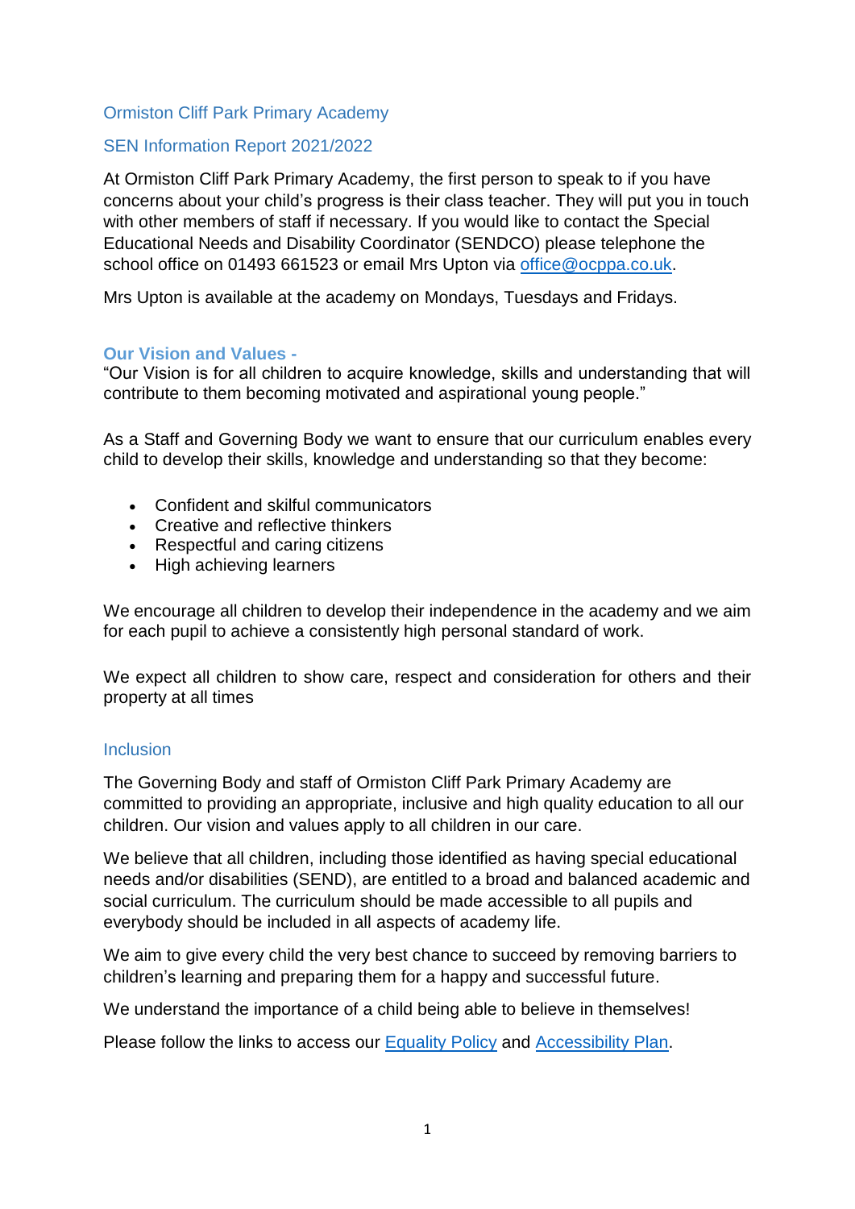## Ormiston Cliff Park Primary Academy

## SEN Information Report 2021/2022

At Ormiston Cliff Park Primary Academy, the first person to speak to if you have concerns about your child's progress is their class teacher. They will put you in touch with other members of staff if necessary. If you would like to contact the Special Educational Needs and Disability Coordinator (SENDCO) please telephone the school office on 01493 661523 or email Mrs Upton via [office@ocppa.co.uk](mailto:office@ocppa.co.uk).

Mrs Upton is available at the academy on Mondays, Tuesdays and Fridays.

### **Our Vision and Values -**

"Our Vision is for all children to acquire knowledge, skills and understanding that will contribute to them becoming motivated and aspirational young people."

As a Staff and Governing Body we want to ensure that our curriculum enables every child to develop their skills, knowledge and understanding so that they become:

- Confident and skilful communicators
- Creative and reflective thinkers
- Respectful and caring citizens
- High achieving learners

We encourage all children to develop their independence in the academy and we aim for each pupil to achieve a consistently high personal standard of work.

We expect all children to show care, respect and consideration for others and their property at all times

### Inclusion

The Governing Body and staff of Ormiston Cliff Park Primary Academy are committed to providing an appropriate, inclusive and high quality education to all our children. Our vision and values apply to all children in our care.

We believe that all children, including those identified as having special educational needs and/or disabilities (SEND), are entitled to a broad and balanced academic and social curriculum. The curriculum should be made accessible to all pupils and everybody should be included in all aspects of academy life.

We aim to give every child the very best chance to succeed by removing barriers to children's learning and preparing them for a happy and successful future.

We understand the importance of a child being able to believe in themselves!

Please follow the links to access our Equality Policy and Accessibility Plan.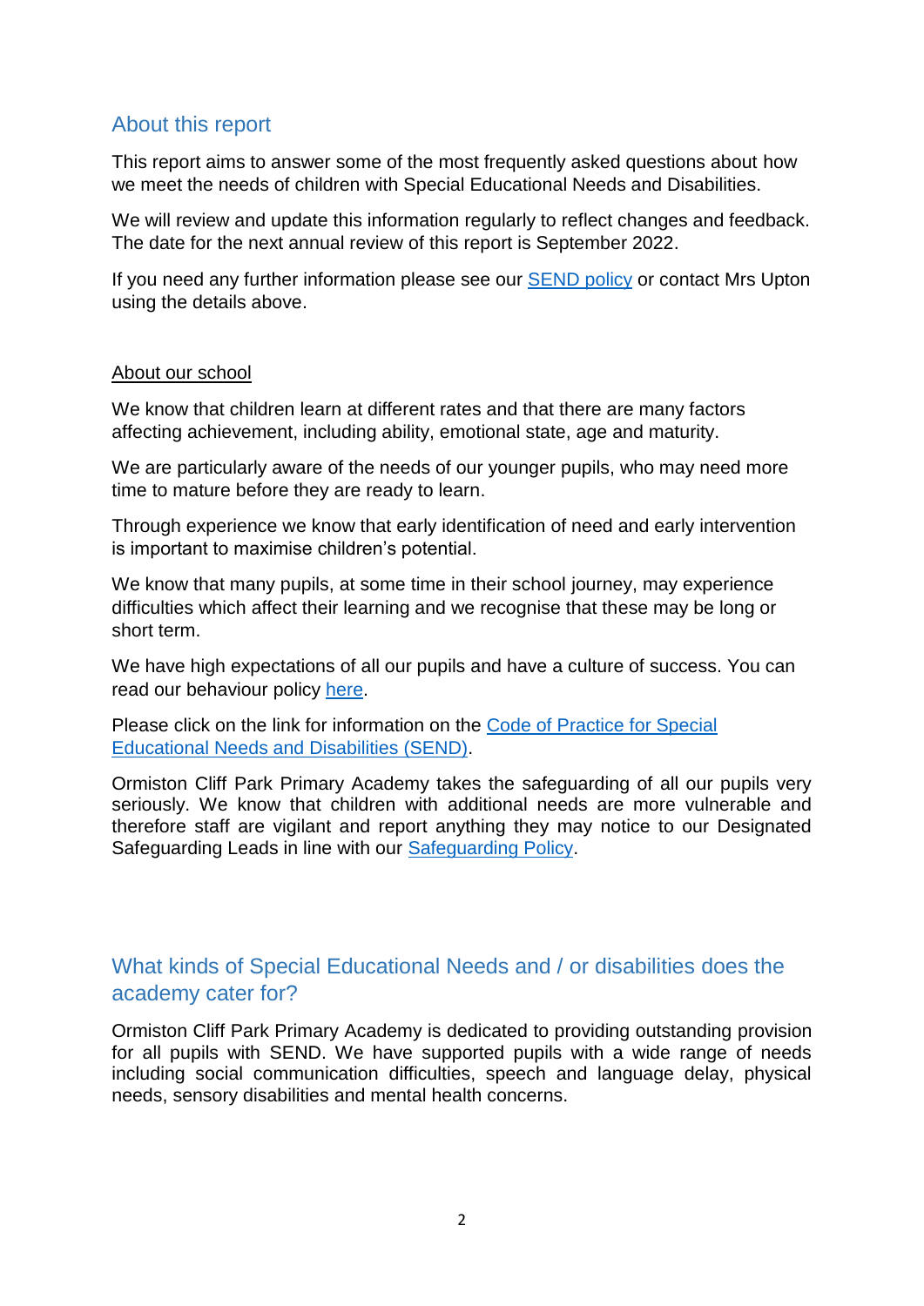## About this report

This report aims to answer some of the most frequently asked questions about how we meet the needs of children with Special Educational Needs and Disabilities.

We will review and update this information regularly to reflect changes and feedback. The date for the next annual review of this report is September 2022.

If you need any further information please see our SEND policy or contact Mrs Upton using the details above.

### About our school

We know that children learn at different rates and that there are many factors affecting achievement, including ability, emotional state, age and maturity.

We are particularly aware of the needs of our younger pupils, who may need more time to mature before they are ready to learn.

Through experience we know that early identification of need and early intervention is important to maximise children's potential.

We know that many pupils, at some time in their school journey, may experience difficulties which affect their learning and we recognise that these may be long or short term.

We have high expectations of all our pupils and have a culture of success. You can read our behaviour policy here.

Please click on the link for information on the Code of Practice for Special Educational Needs and Disabilities (SEND).

Ormiston Cliff Park Primary Academy takes the safeguarding of all our pupils very seriously. We know that children with additional needs are more vulnerable and therefore staff are vigilant and report anything they may notice to our Designated Safeguarding Leads in line with our Safeguarding Policy.

## What kinds of Special Educational Needs and / or disabilities does the academy cater for?

Ormiston Cliff Park Primary Academy is dedicated to providing outstanding provision for all pupils with SEND. We have supported pupils with a wide range of needs including social communication difficulties, speech and language delay, physical needs, sensory disabilities and mental health concerns.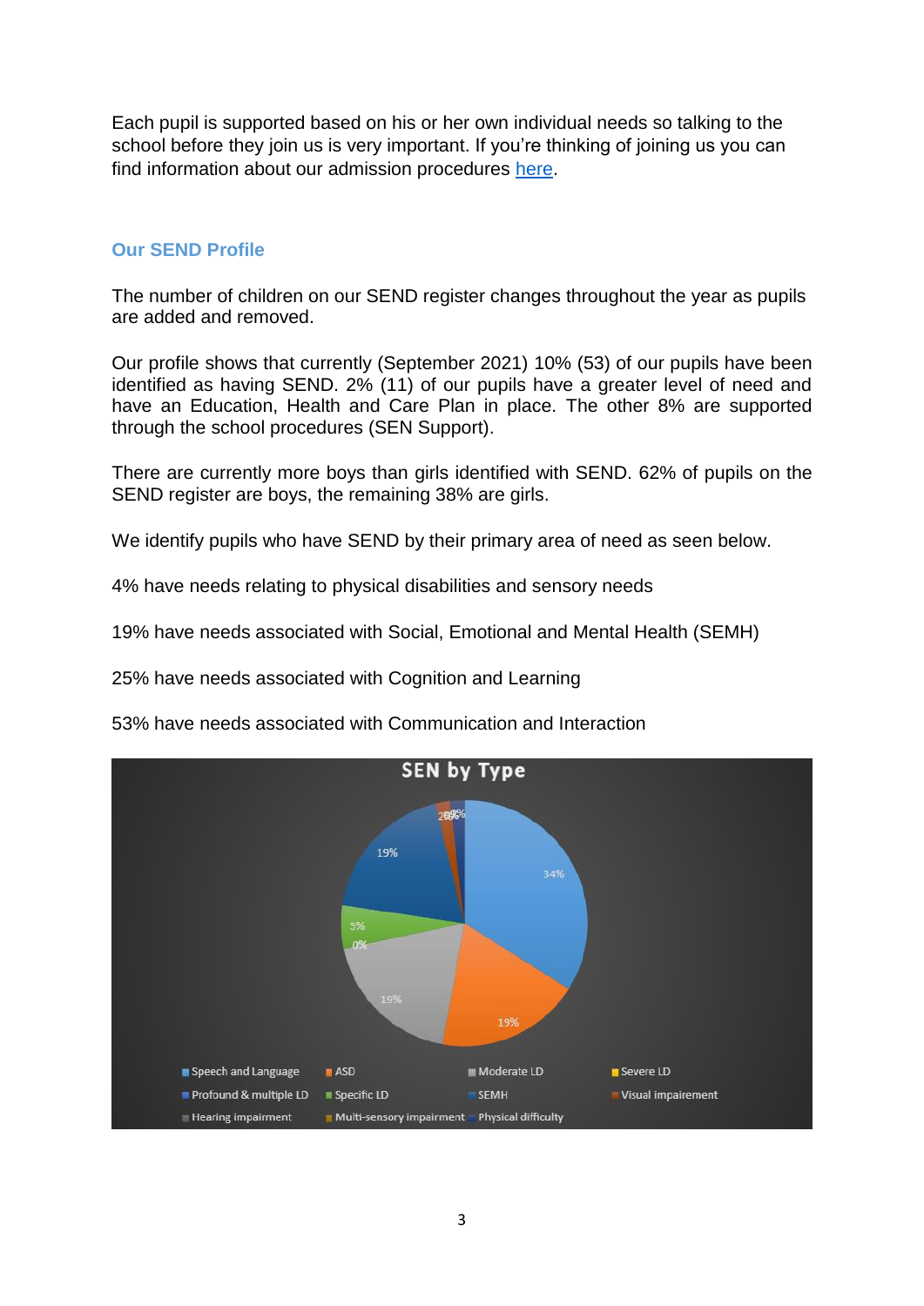Each pupil is supported based on his or her own individual needs so talking to the school before they join us is very important. If you're thinking of joining us you can find information about our admission procedures [here](#).

## Our SEND Profile

The number of children on our SEND register changes throughout the year as pupils are added and removed.

Our profile shows that currently (September 2021) 10% (53) of our pupils have been identified as having SEND. 2% (11) of our pupils have a greater level of need and have an Education, Health and Care Plan in place. The other 8% are supported through the school procedures (SEN Support).

There are currently more boys than girls identified with SEND. 62% of pupils on the SEND register are boys, the remaining 38% are girls.

We identify pupils who have SEND by their primary area of need as seen below.

4% have needs relating to physical disabilities and sensory needs

19% have needs associated with Social, Emotional and Mental Health (SEMH)

25% have needs associated with Cognition and Learning

53% have needs associated with Communication and Interaction

**SEN by Type**

| Type | Percentage |
|---|---|
| Speech and Language | 34% |
| ASD | 19% |
| Moderate LD | 19% |
| Severe LD | 0% |
| Specific LD | 5% |
| SEMH | 19% |
| Visual impairement | 2% |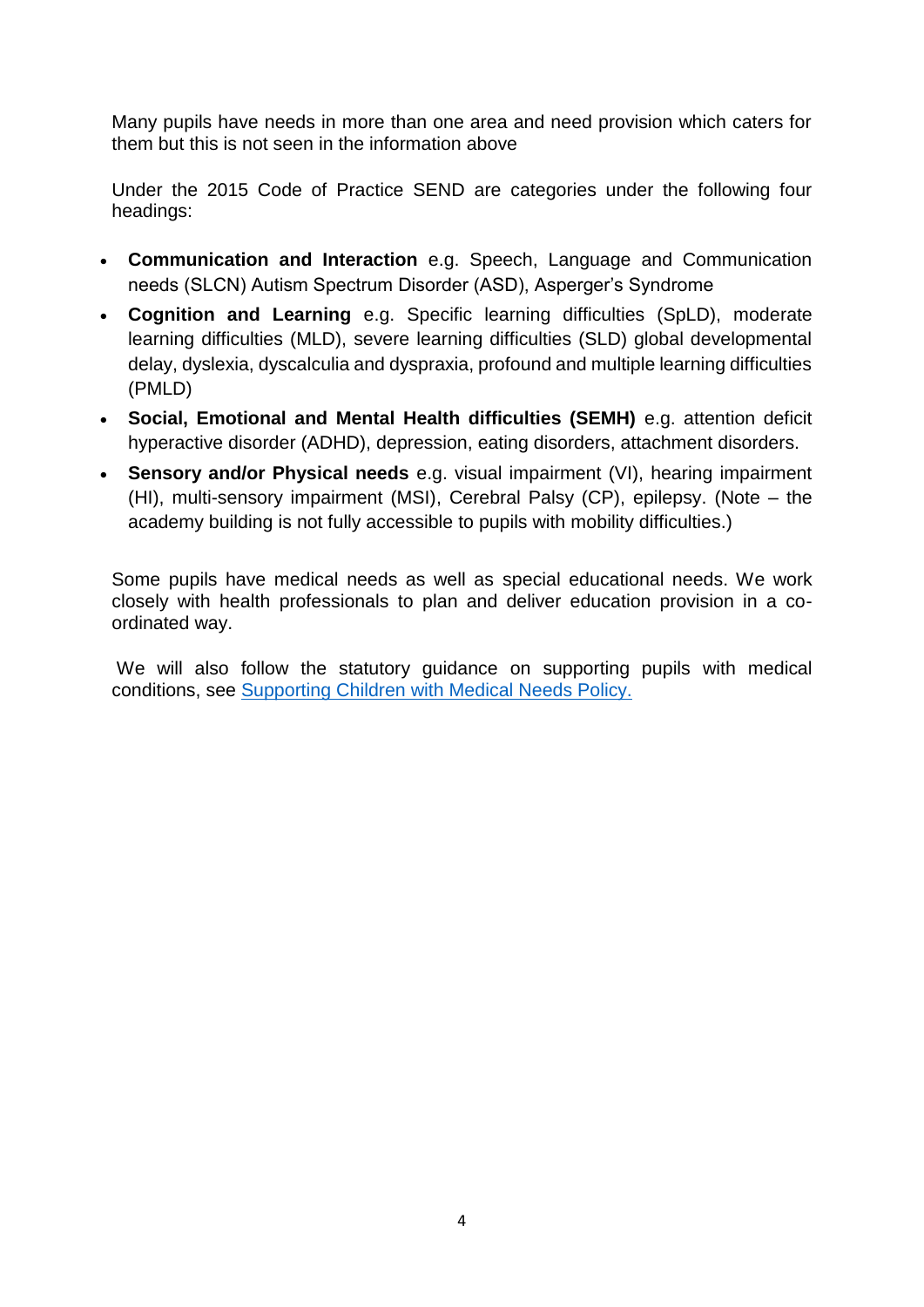Many pupils have needs in more than one area and need provision which caters for them but this is not seen in the information above

Under the 2015 Code of Practice SEND are categories under the following four headings:

- **Communication and Interaction** e.g. Speech, Language and Communication needs (SLCN) Autism Spectrum Disorder (ASD), Asperger's Syndrome
- **Cognition and Learning** e.g. Specific learning difficulties (SpLD), moderate learning difficulties (MLD), severe learning difficulties (SLD) global developmental delay, dyslexia, dyscalculia and dyspraxia, profound and multiple learning difficulties (PMLD)
- **Social, Emotional and Mental Health difficulties (SEMH)** e.g. attention deficit hyperactive disorder (ADHD), depression, eating disorders, attachment disorders.
- **Sensory and/or Physical needs** e.g. visual impairment (VI), hearing impairment (HI), multi-sensory impairment (MSI), Cerebral Palsy (CP), epilepsy. (Note – the academy building is not fully accessible to pupils with mobility difficulties.)

Some pupils have medical needs as well as special educational needs. We work closely with health professionals to plan and deliver education provision in a co-ordinated way.

We will also follow the statutory guidance on supporting pupils with medical conditions, see [Supporting Children with Medical Needs Policy.]()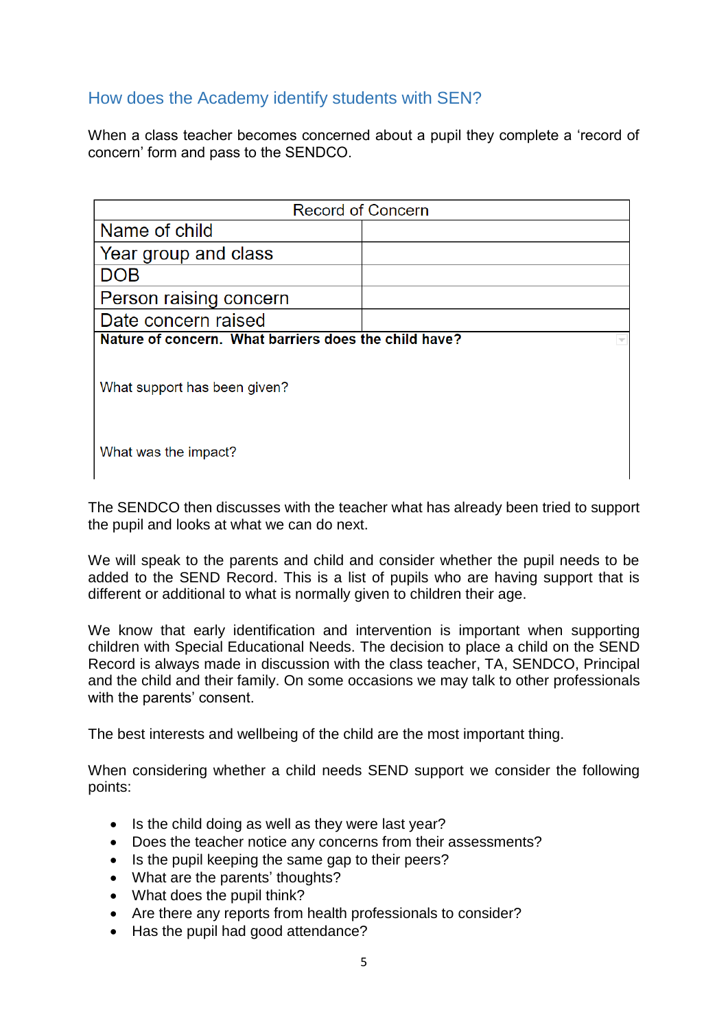## How does the Academy identify students with SEN?

When a class teacher becomes concerned about a pupil they complete a 'record of concern' form and pass to the SENDCO.

| Record of Concern | |
|---|---|
| Name of child | |
| Year group and class | |
| DOB | |
| Person raising concern | |
| Date concern raised | |
| **Nature of concern. What barriers does the child have?**<br><br>What support has been given?<br><br>What was the impact? | |

The SENDCO then discusses with the teacher what has already been tried to support the pupil and looks at what we can do next.

We will speak to the parents and child and consider whether the pupil needs to be added to the SEND Record. This is a list of pupils who are having support that is different or additional to what is normally given to children their age.

We know that early identification and intervention is important when supporting children with Special Educational Needs. The decision to place a child on the SEND Record is always made in discussion with the class teacher, TA, SENDCO, Principal and the child and their family. On some occasions we may talk to other professionals with the parents' consent.

The best interests and wellbeing of the child are the most important thing.

When considering whether a child needs SEND support we consider the following points:

- Is the child doing as well as they were last year?
- Does the teacher notice any concerns from their assessments?
- Is the pupil keeping the same gap to their peers?
- What are the parents' thoughts?
- What does the pupil think?
- Are there any reports from health professionals to consider?
- Has the pupil had good attendance?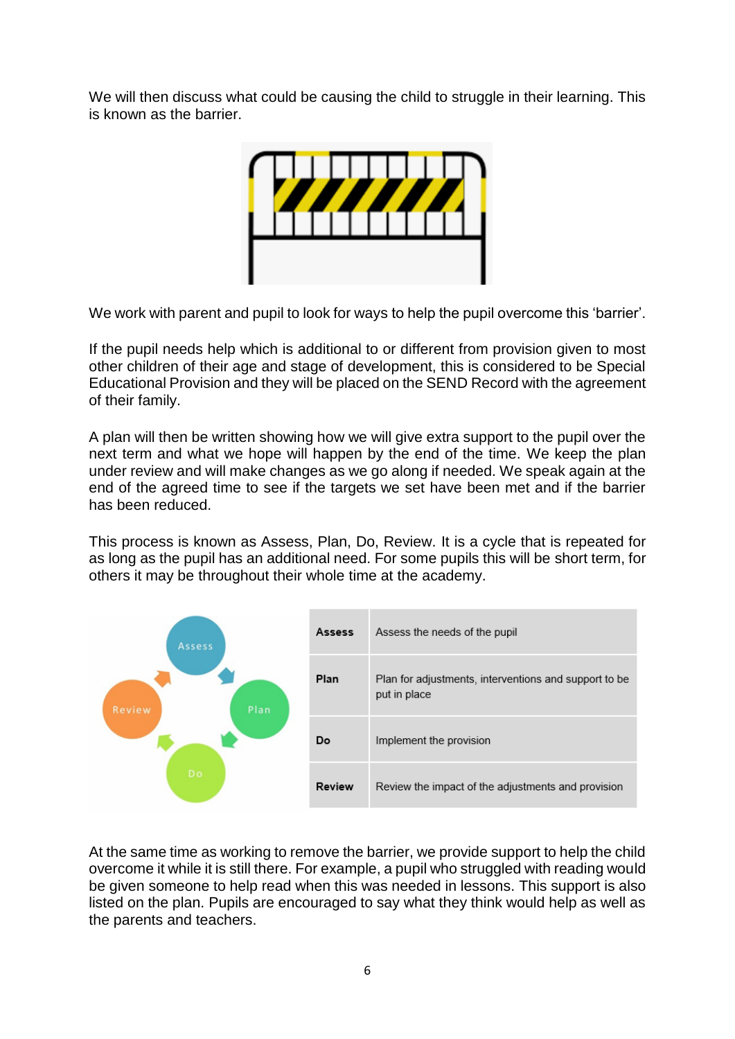We will then discuss what could be causing the child to struggle in their learning. This is known as the barrier.

We work with parent and pupil to look for ways to help the pupil overcome this 'barrier'.

If the pupil needs help which is additional to or different from provision given to most other children of their age and stage of development, this is considered to be Special Educational Provision and they will be placed on the SEND Record with the agreement of their family.

A plan will then be written showing how we will give extra support to the pupil over the next term and what we hope will happen by the end of the time. We keep the plan under review and will make changes as we go along if needed. We speak again at the end of the agreed time to see if the targets we set have been met and if the barrier has been reduced.

This process is known as Assess, Plan, Do, Review. It is a cycle that is repeated for as long as the pupil has an additional need. For some pupils this will be short term, for others it may be throughout their whole time at the academy.

| | |
|---|---|
| **Assess** | Assess the needs of the pupil |
| **Plan** | Plan for adjustments, interventions and support to be put in place |
| **Do** | Implement the provision |
| **Review** | Review the impact of the adjustments and provision |

At the same time as working to remove the barrier, we provide support to help the child overcome it while it is still there. For example, a pupil who struggled with reading would be given someone to help read when this was needed in lessons. This support is also listed on the plan. Pupils are encouraged to say what they think would help as well as the parents and teachers.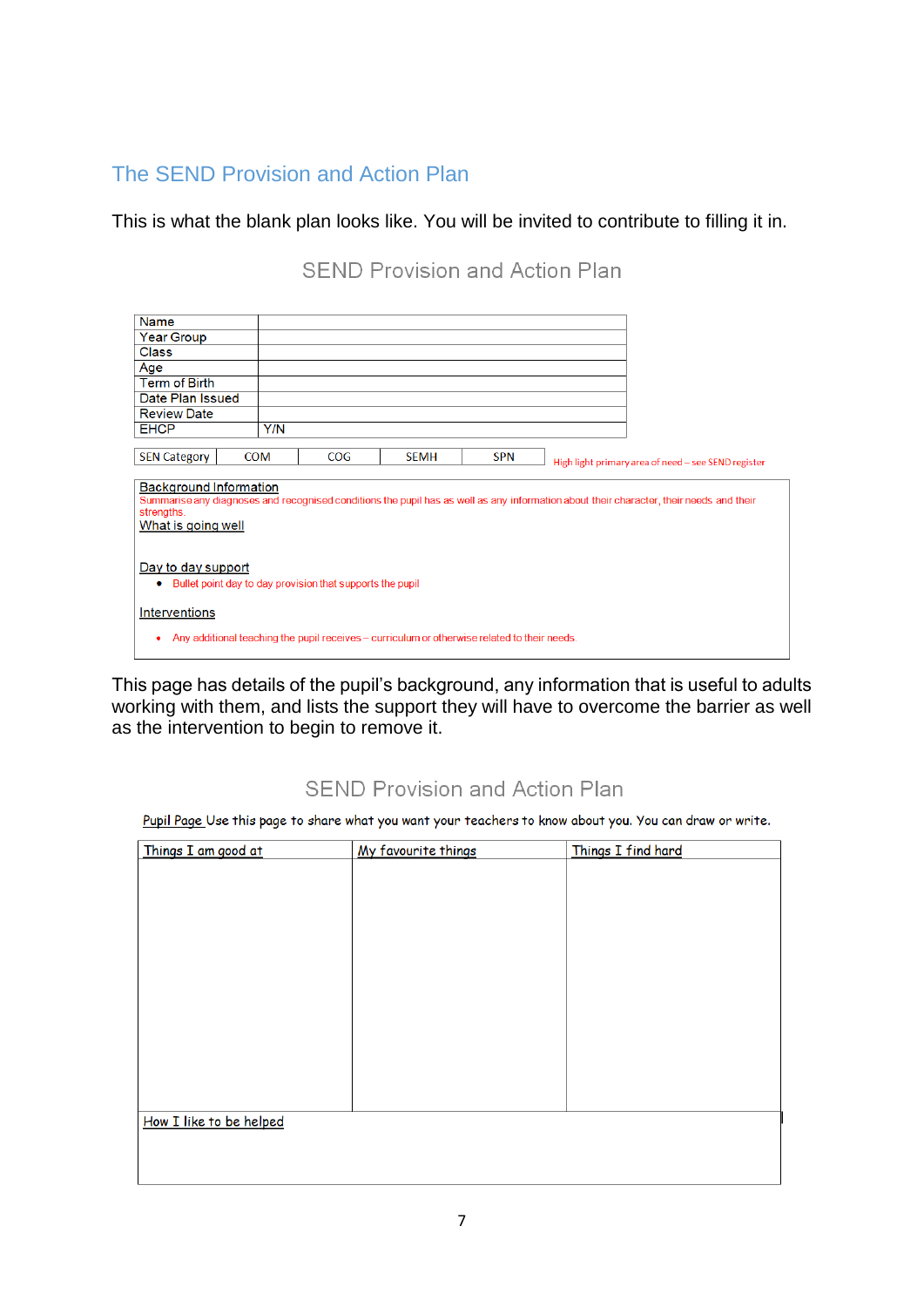## The SEND Provision and Action Plan

This is what the blank plan looks like. You will be invited to contribute to filling it in.

### SEND Provision and Action Plan

| Name | |
|---|---|
| Year Group | |
| Class | |
| Age | |
| Term of Birth | |
| Date Plan Issued | |
| Review Date | |
| EHCP | Y/N |

| SEN Category | COM | COG | SEMH | SPN |
|---|---|---|---|---|

High light primary area of need – see SEND register

**Background Information**

Summarise any diagnoses and recognised conditions the pupil has as well as any information about their character, their needs and their strengths.

**What is going well**

**Day to day support**

- Bullet point day to day provision that supports the pupil

**Interventions**

- Any additional teaching the pupil receives – curriculum or otherwise related to their needs.

This page has details of the pupil's background, any information that is useful to adults working with them, and lists the support they will have to overcome the barrier as well as the intervention to begin to remove it.

### SEND Provision and Action Plan

**Pupil Page** Use this page to share what you want your teachers to know about you. You can draw or write.

| Things I am good at | My favourite things | Things I find hard |
|---|---|---|
| | | |

| How I like to be helped |
|---|
| |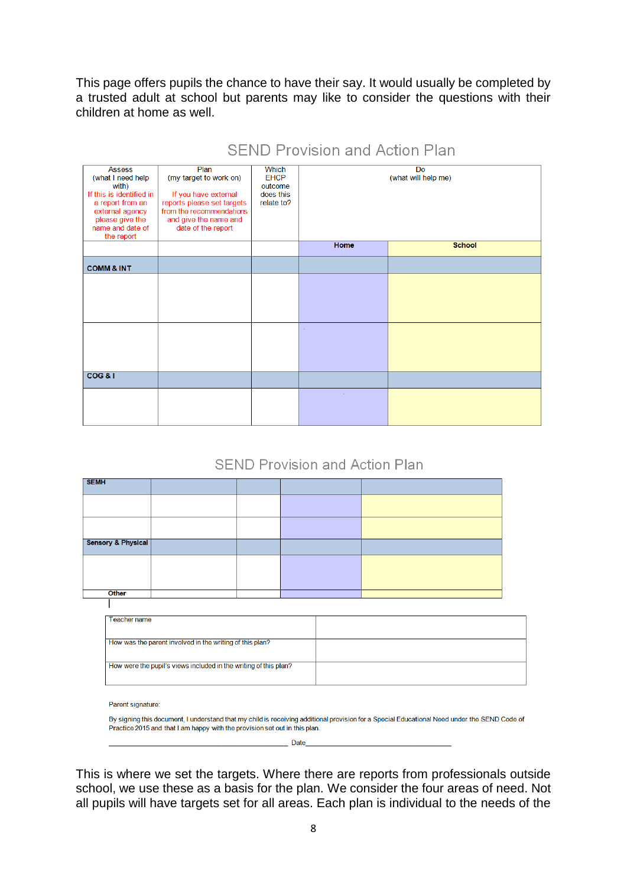This page offers pupils the chance to have their say. It would usually be completed by a trusted adult at school but parents may like to consider the questions with their children at home as well.

## SEND Provision and Action Plan

| Assess (what I need help with) If this is identified in a report from an external agency please give the name and date of the report | Plan (my target to work on) If you have external reports please set targets from the recommendations and give the name and date of the report | Which EHCP outcome does this relate to? | Do (what will help me) | |
|---|---|---|---|---|
| | | | Home | School |
| COMM & INT | | | | |
| | | | | |
| | | | | |
| COG & I | | | | |
| | | | | |

## SEND Provision and Action Plan

| | | | | |
|---|---|---|---|---|
| SEMH | | | | |
| | | | | |
| | | | | |
| Sensory & Physical | | | | |
| | | | | |
| Other | | | | |

| | |
|---|---|
| Teacher name | |
| How was the parent involved in the writing of this plan? | |
| How were the pupil's views included in the writing of this plan? | |

Parent signature:

By signing this document, I understand that my child is receiving additional provision for a Special Educational Need under the SEND Code of Practice 2015 and that I am happy with the provision set out in this plan.

\_\_\_\_\_\_\_\_\_\_\_\_\_\_\_\_\_\_\_\_\_\_\_\_\_\_\_\_ Date\_\_\_\_\_\_\_\_\_\_\_\_\_\_\_\_\_\_\_\_\_\_\_\_\_\_\_\_

This is where we set the targets. Where there are reports from professionals outside school, we use these as a basis for the plan. We consider the four areas of need. Not all pupils will have targets set for all areas. Each plan is individual to the needs of the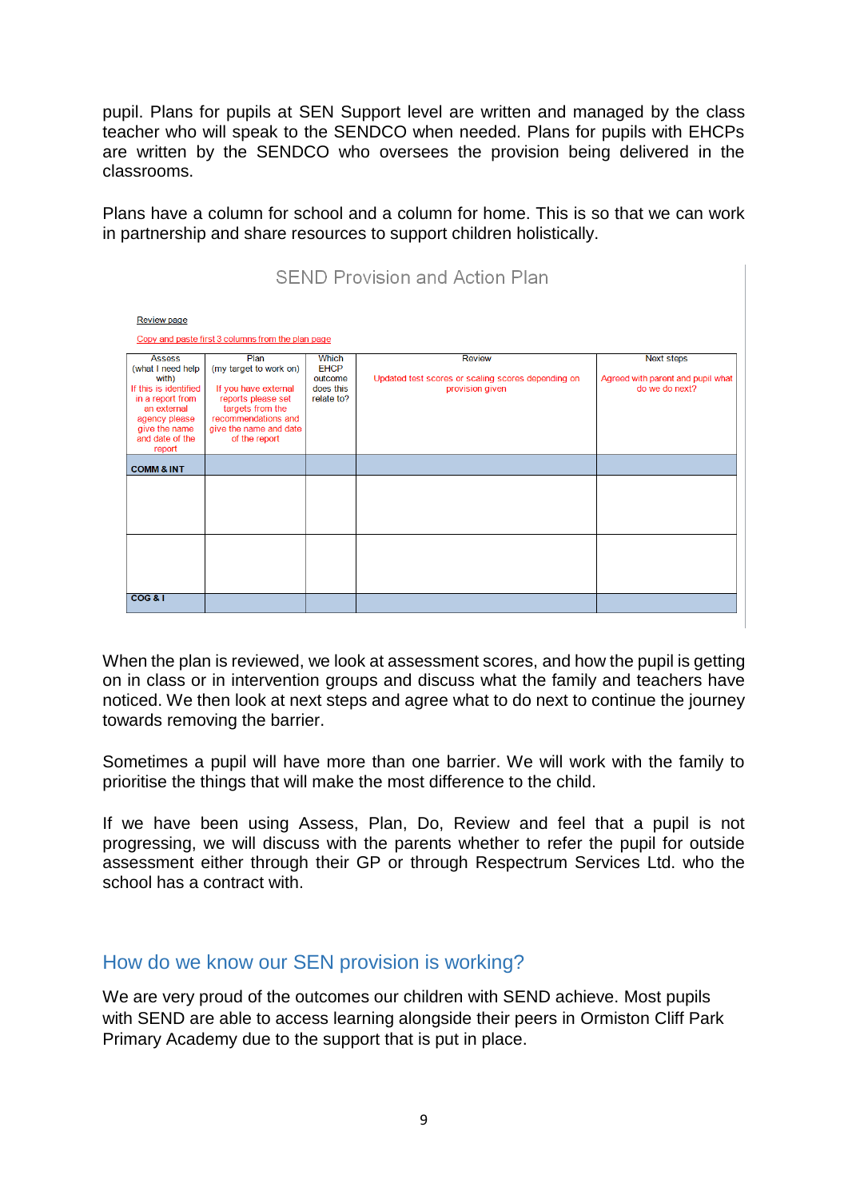pupil. Plans for pupils at SEN Support level are written and managed by the class teacher who will speak to the SENDCO when needed. Plans for pupils with EHCPs are written by the SENDCO who oversees the provision being delivered in the classrooms.

Plans have a column for school and a column for home. This is so that we can work in partnership and share resources to support children holistically.

SEND Provision and Action Plan

Review page

Copy and paste first 3 columns from the plan page

| Assess (what I need help with) If this is identified in a report from an external agency please give the name and date of the report | Plan (my target to work on) If you have external reports please set targets from the recommendations and give the name and date of the report | Which EHCP outcome does this relate to? | Review Updated test scores or scaling scores depending on provision given | Next steps Agreed with parent and pupil what do we do next? |
|---|---|---|---|---|
| **COMM & INT** | | | | |
| | | | | |
| | | | | |
| **COG & I** | | | | |

When the plan is reviewed, we look at assessment scores, and how the pupil is getting on in class or in intervention groups and discuss what the family and teachers have noticed. We then look at next steps and agree what to do next to continue the journey towards removing the barrier.

Sometimes a pupil will have more than one barrier. We will work with the family to prioritise the things that will make the most difference to the child.

If we have been using Assess, Plan, Do, Review and feel that a pupil is not progressing, we will discuss with the parents whether to refer the pupil for outside assessment either through their GP or through Respectrum Services Ltd. who the school has a contract with.

## How do we know our SEN provision is working?

We are very proud of the outcomes our children with SEND achieve. Most pupils with SEND are able to access learning alongside their peers in Ormiston Cliff Park Primary Academy due to the support that is put in place.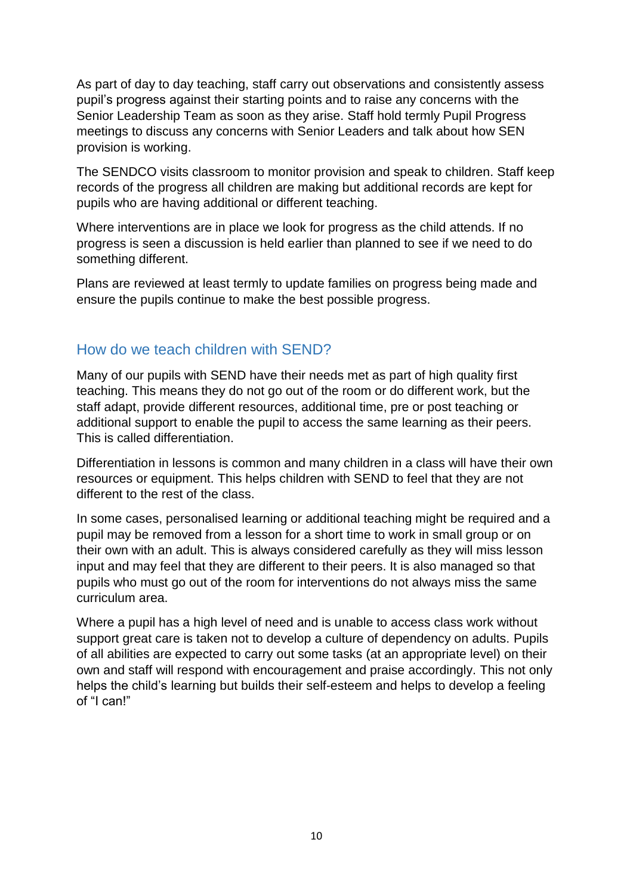As part of day to day teaching, staff carry out observations and consistently assess pupil's progress against their starting points and to raise any concerns with the Senior Leadership Team as soon as they arise. Staff hold termly Pupil Progress meetings to discuss any concerns with Senior Leaders and talk about how SEN provision is working.

The SENDCO visits classroom to monitor provision and speak to children. Staff keep records of the progress all children are making but additional records are kept for pupils who are having additional or different teaching.

Where interventions are in place we look for progress as the child attends. If no progress is seen a discussion is held earlier than planned to see if we need to do something different.

Plans are reviewed at least termly to update families on progress being made and ensure the pupils continue to make the best possible progress.

## How do we teach children with SEND?

Many of our pupils with SEND have their needs met as part of high quality first teaching. This means they do not go out of the room or do different work, but the staff adapt, provide different resources, additional time, pre or post teaching or additional support to enable the pupil to access the same learning as their peers. This is called differentiation.

Differentiation in lessons is common and many children in a class will have their own resources or equipment. This helps children with SEND to feel that they are not different to the rest of the class.

In some cases, personalised learning or additional teaching might be required and a pupil may be removed from a lesson for a short time to work in small group or on their own with an adult. This is always considered carefully as they will miss lesson input and may feel that they are different to their peers. It is also managed so that pupils who must go out of the room for interventions do not always miss the same curriculum area.

Where a pupil has a high level of need and is unable to access class work without support great care is taken not to develop a culture of dependency on adults. Pupils of all abilities are expected to carry out some tasks (at an appropriate level) on their own and staff will respond with encouragement and praise accordingly. This not only helps the child's learning but builds their self-esteem and helps to develop a feeling of "I can!"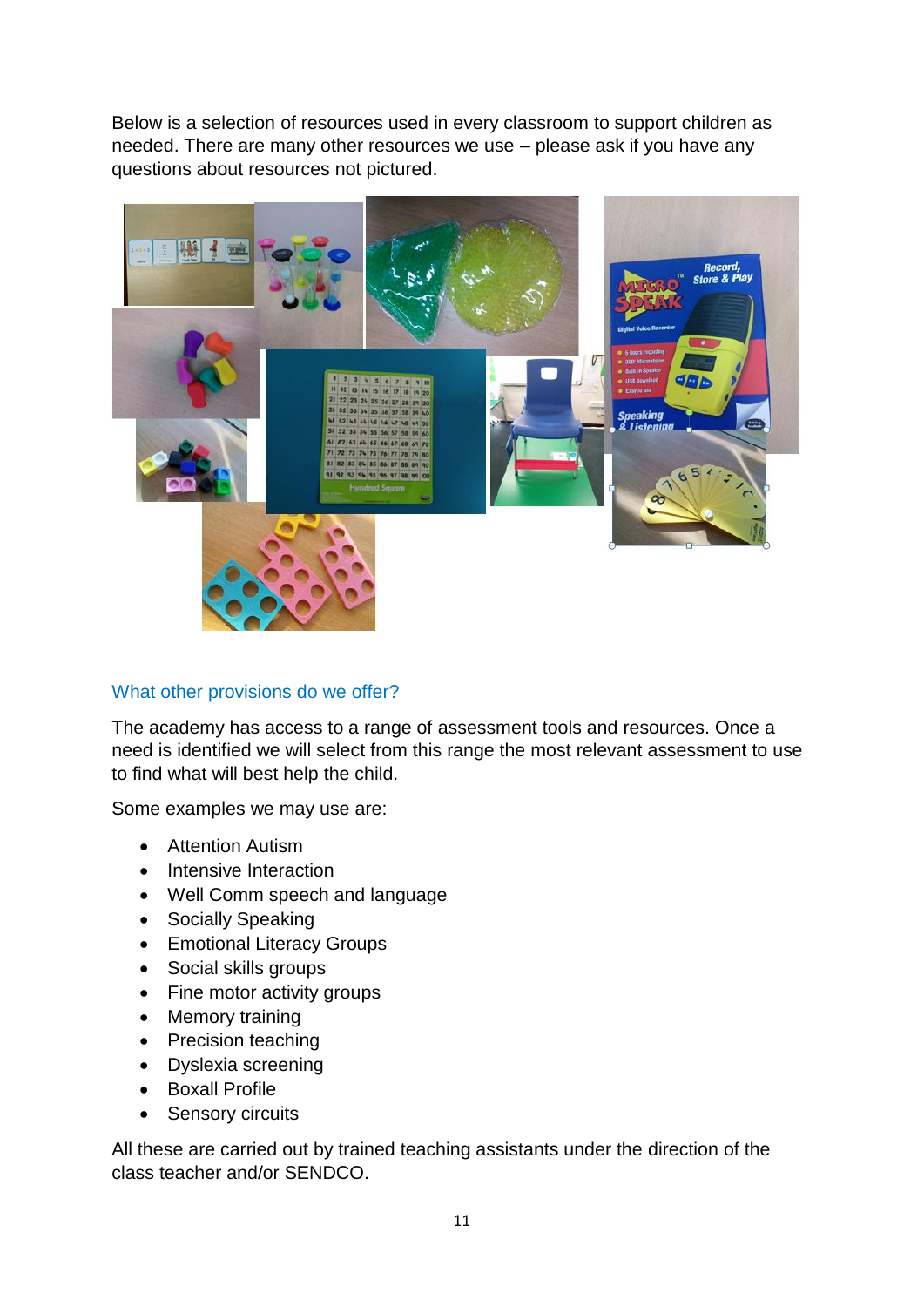Below is a selection of resources used in every classroom to support children as needed. There are many other resources we use – please ask if you have any questions about resources not pictured.

## What other provisions do we offer?

The academy has access to a range of assessment tools and resources. Once a need is identified we will select from this range the most relevant assessment to use to find what will best help the child.

Some examples we may use are:

- Attention Autism
- Intensive Interaction
- Well Comm speech and language
- Socially Speaking
- Emotional Literacy Groups
- Social skills groups
- Fine motor activity groups
- Memory training
- Precision teaching
- Dyslexia screening
- Boxall Profile
- Sensory circuits

All these are carried out by trained teaching assistants under the direction of the class teacher and/or SENDCO.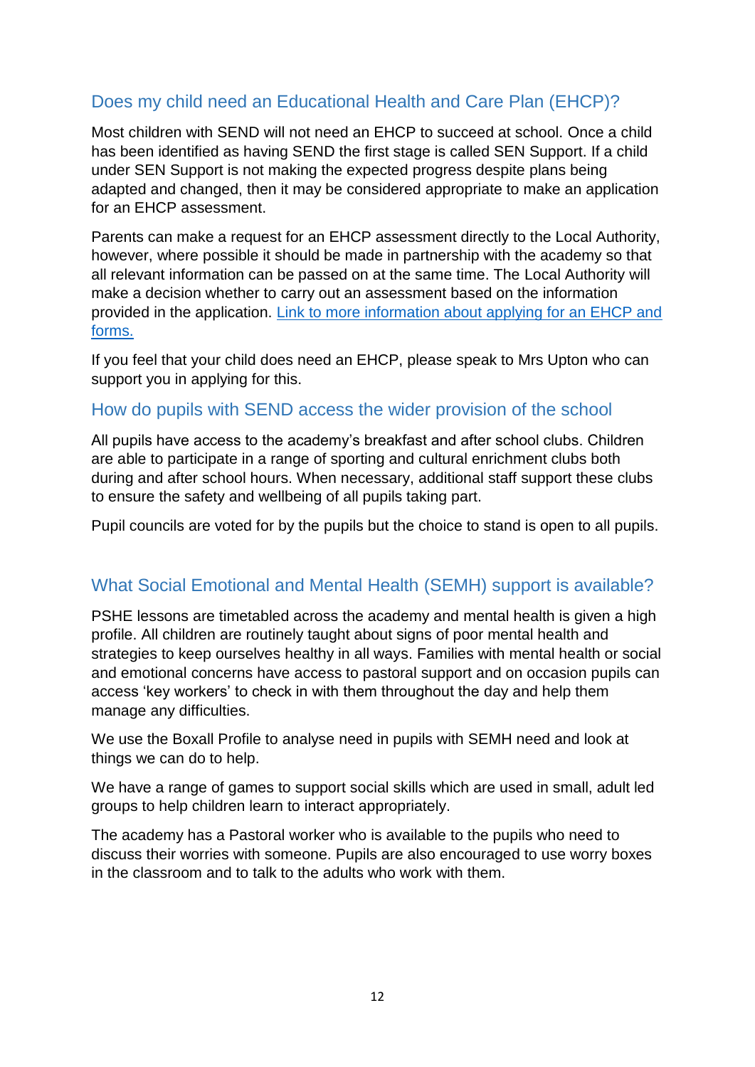## Does my child need an Educational Health and Care Plan (EHCP)?

Most children with SEND will not need an EHCP to succeed at school. Once a child has been identified as having SEND the first stage is called SEN Support. If a child under SEN Support is not making the expected progress despite plans being adapted and changed, then it may be considered appropriate to make an application for an EHCP assessment.

Parents can make a request for an EHCP assessment directly to the Local Authority, however, where possible it should be made in partnership with the academy so that all relevant information can be passed on at the same time. The Local Authority will make a decision whether to carry out an assessment based on the information provided in the application. Link to more information about applying for an EHCP and forms.

If you feel that your child does need an EHCP, please speak to Mrs Upton who can support you in applying for this.

## How do pupils with SEND access the wider provision of the school

All pupils have access to the academy's breakfast and after school clubs. Children are able to participate in a range of sporting and cultural enrichment clubs both during and after school hours. When necessary, additional staff support these clubs to ensure the safety and wellbeing of all pupils taking part.

Pupil councils are voted for by the pupils but the choice to stand is open to all pupils.

## What Social Emotional and Mental Health (SEMH) support is available?

PSHE lessons are timetabled across the academy and mental health is given a high profile. All children are routinely taught about signs of poor mental health and strategies to keep ourselves healthy in all ways. Families with mental health or social and emotional concerns have access to pastoral support and on occasion pupils can access 'key workers' to check in with them throughout the day and help them manage any difficulties.

We use the Boxall Profile to analyse need in pupils with SEMH need and look at things we can do to help.

We have a range of games to support social skills which are used in small, adult led groups to help children learn to interact appropriately.

The academy has a Pastoral worker who is available to the pupils who need to discuss their worries with someone. Pupils are also encouraged to use worry boxes in the classroom and to talk to the adults who work with them.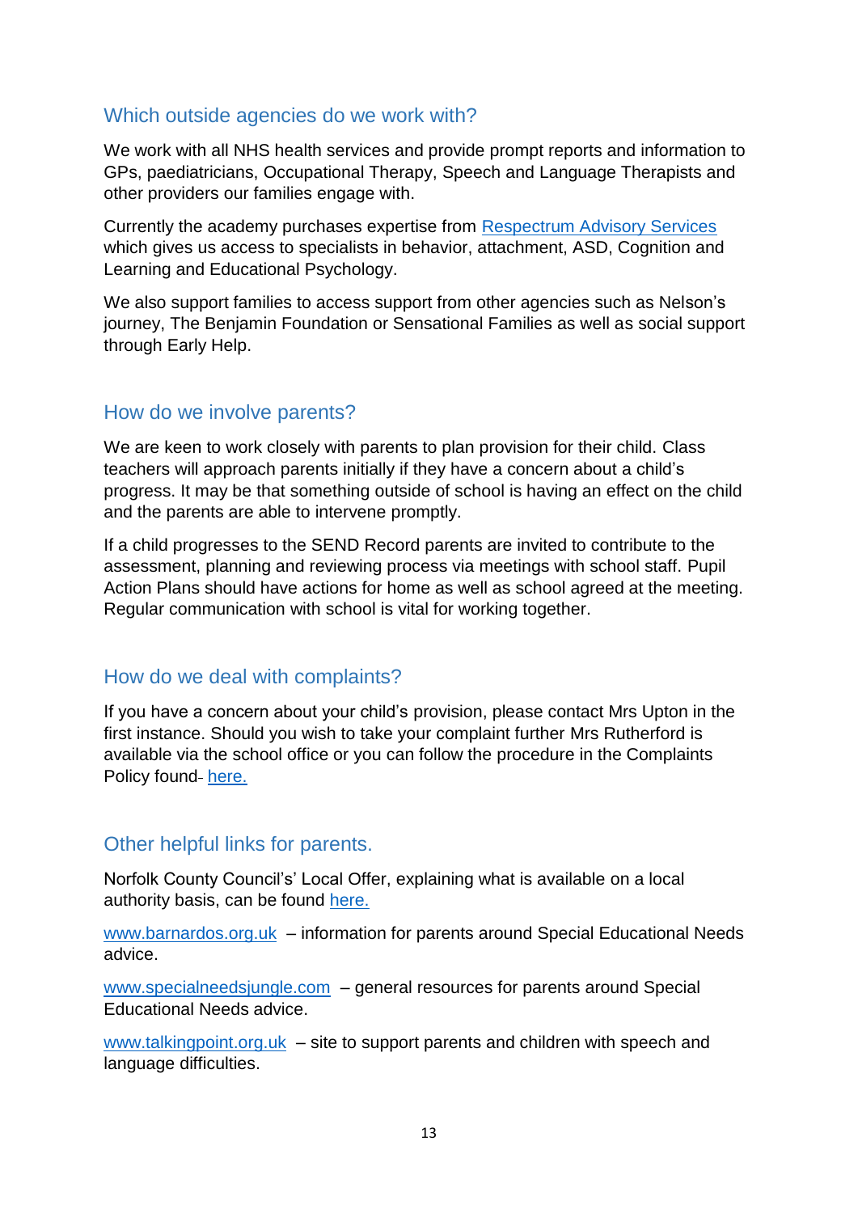## Which outside agencies do we work with?

We work with all NHS health services and provide prompt reports and information to GPs, paediatricians, Occupational Therapy, Speech and Language Therapists and other providers our families engage with.

Currently the academy purchases expertise from Respectrum Advisory Services which gives us access to specialists in behavior, attachment, ASD, Cognition and Learning and Educational Psychology.

We also support families to access support from other agencies such as Nelson's journey, The Benjamin Foundation or Sensational Families as well as social support through Early Help.

## How do we involve parents?

We are keen to work closely with parents to plan provision for their child. Class teachers will approach parents initially if they have a concern about a child's progress. It may be that something outside of school is having an effect on the child and the parents are able to intervene promptly.

If a child progresses to the SEND Record parents are invited to contribute to the assessment, planning and reviewing process via meetings with school staff. Pupil Action Plans should have actions for home as well as school agreed at the meeting. Regular communication with school is vital for working together.

## How do we deal with complaints?

If you have a concern about your child's provision, please contact Mrs Upton in the first instance. Should you wish to take your complaint further Mrs Rutherford is available via the school office or you can follow the procedure in the Complaints Policy found- here.

## Other helpful links for parents.

Norfolk County Council's' Local Offer, explaining what is available on a local authority basis, can be found here.

www.barnardos.org.uk – information for parents around Special Educational Needs advice.

www.specialneedsjungle.com – general resources for parents around Special Educational Needs advice.

www.talkingpoint.org.uk – site to support parents and children with speech and language difficulties.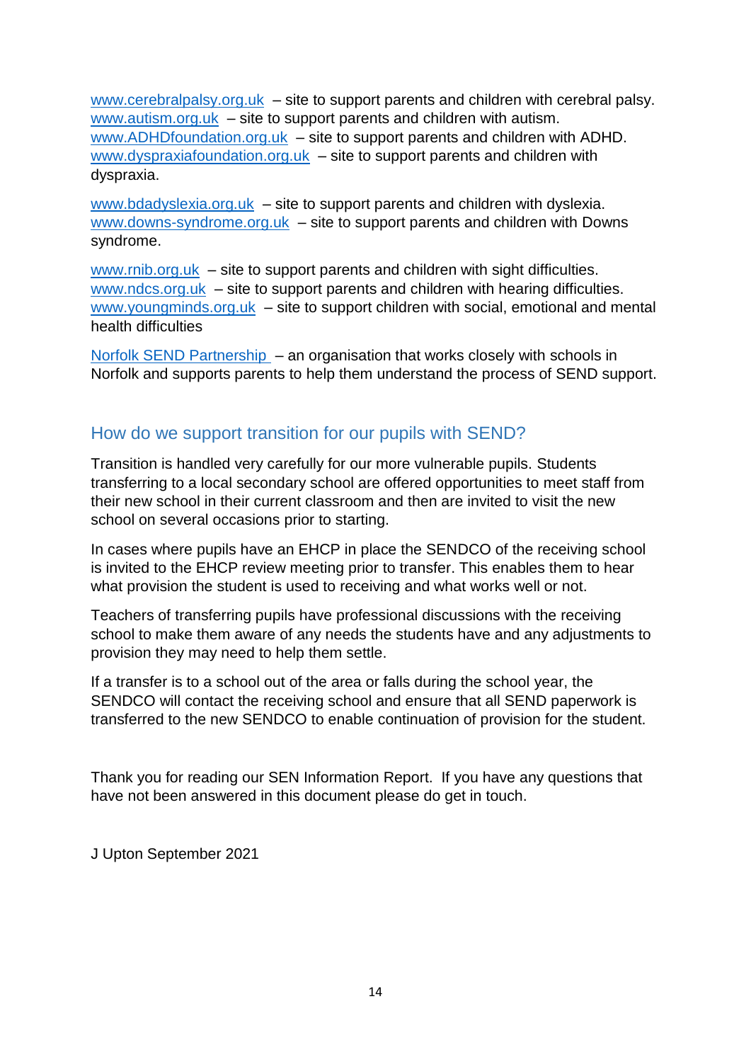www.cerebralpalsy.org.uk – site to support parents and children with cerebral palsy.
www.autism.org.uk – site to support parents and children with autism.
www.ADHDfoundation.org.uk – site to support parents and children with ADHD.
www.dyspraxiafoundation.org.uk – site to support parents and children with dyspraxia.

www.bdadyslexia.org.uk – site to support parents and children with dyslexia.
www.downs-syndrome.org.uk – site to support parents and children with Downs syndrome.

www.rnib.org.uk – site to support parents and children with sight difficulties.
www.ndcs.org.uk – site to support parents and children with hearing difficulties.
www.youngminds.org.uk – site to support children with social, emotional and mental health difficulties

Norfolk SEND Partnership – an organisation that works closely with schools in Norfolk and supports parents to help them understand the process of SEND support.

## How do we support transition for our pupils with SEND?

Transition is handled very carefully for our more vulnerable pupils. Students transferring to a local secondary school are offered opportunities to meet staff from their new school in their current classroom and then are invited to visit the new school on several occasions prior to starting.

In cases where pupils have an EHCP in place the SENDCO of the receiving school is invited to the EHCP review meeting prior to transfer. This enables them to hear what provision the student is used to receiving and what works well or not.

Teachers of transferring pupils have professional discussions with the receiving school to make them aware of any needs the students have and any adjustments to provision they may need to help them settle.

If a transfer is to a school out of the area or falls during the school year, the SENDCO will contact the receiving school and ensure that all SEND paperwork is transferred to the new SENDCO to enable continuation of provision for the student.

Thank you for reading our SEN Information Report. If you have any questions that have not been answered in this document please do get in touch.

J Upton September 2021